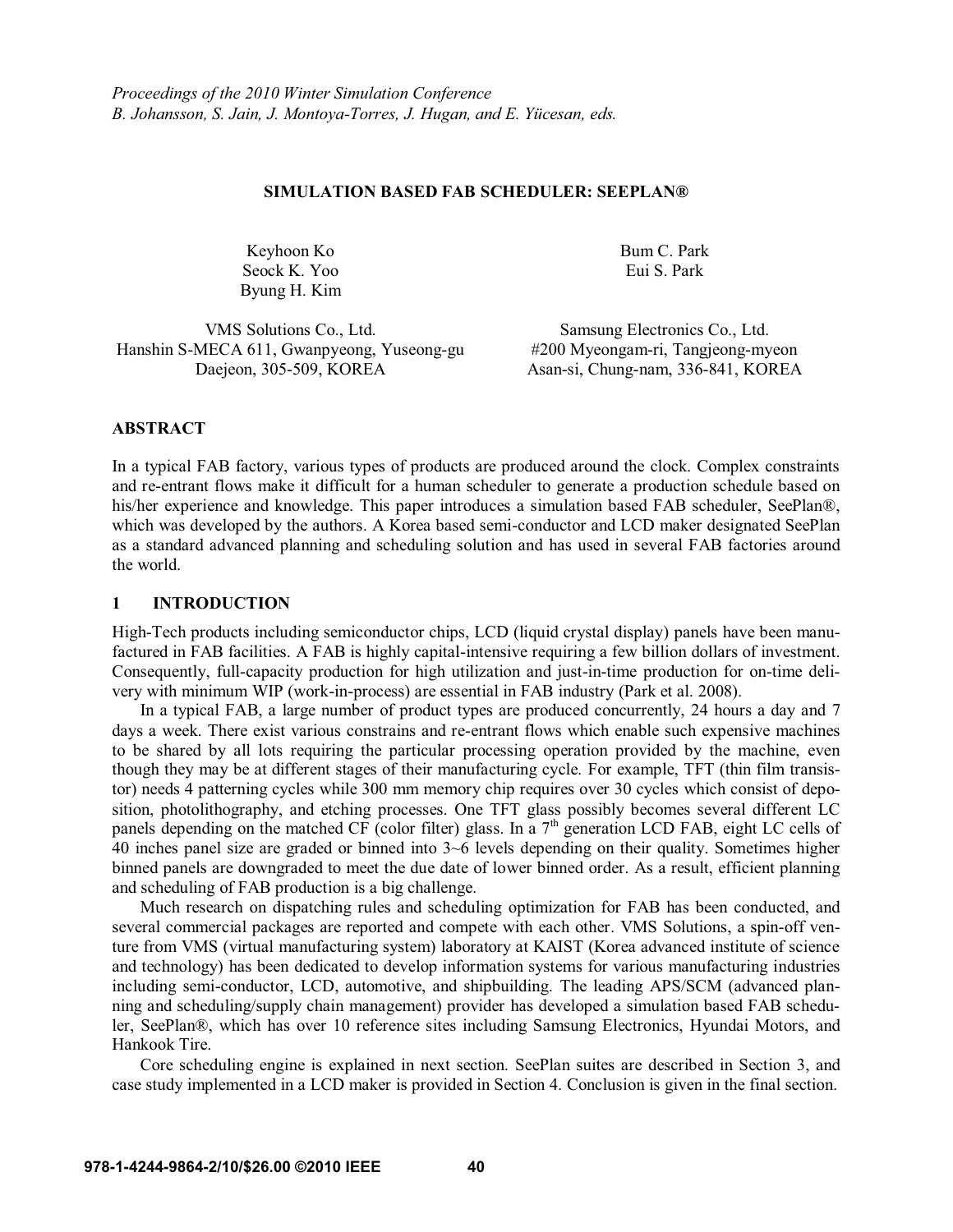*Proceedings of the 2010 Winter Simulation Conference*
*B. Johansson, S. Jain, J. Montoya-Torres, J. Hugan, and E. Yücesan, eds.*

# SIMULATION BASED FAB SCHEDULER: SEEPLAN®

Keyhoon Ko
Seock K. Yoo
Byung H. Kim

VMS Solutions Co., Ltd.
Hanshin S-MECA 611, Gwanpyeong, Yuseong-gu
Daejeon, 305-509, KOREA

Bum C. Park
Eui S. Park

Samsung Electronics Co., Ltd.
#200 Myeongam-ri, Tangjeong-myeon
Asan-si, Chung-nam, 336-841, KOREA

## ABSTRACT

In a typical FAB factory, various types of products are produced around the clock. Complex constraints and re-entrant flows make it difficult for a human scheduler to generate a production schedule based on his/her experience and knowledge. This paper introduces a simulation based FAB scheduler, SeePlan®, which was developed by the authors. A Korea based semi-conductor and LCD maker designated SeePlan as a standard advanced planning and scheduling solution and has used in several FAB factories around the world.

## 1 INTRODUCTION

High-Tech products including semiconductor chips, LCD (liquid crystal display) panels have been manufactured in FAB facilities. A FAB is highly capital-intensive requiring a few billion dollars of investment. Consequently, full-capacity production for high utilization and just-in-time production for on-time delivery with minimum WIP (work-in-process) are essential in FAB industry (Park et al. 2008).

In a typical FAB, a large number of product types are produced concurrently, 24 hours a day and 7 days a week. There exist various constrains and re-entrant flows which enable such expensive machines to be shared by all lots requiring the particular processing operation provided by the machine, even though they may be at different stages of their manufacturing cycle. For example, TFT (thin film transistor) needs 4 patterning cycles while 300 mm memory chip requires over 30 cycles which consist of deposition, photolithography, and etching processes. One TFT glass possibly becomes several different LC panels depending on the matched CF (color filter) glass. In a 7[th] generation LCD FAB, eight LC cells of 40 inches panel size are graded or binned into 3~6 levels depending on their quality. Sometimes higher binned panels are downgraded to meet the due date of lower binned order. As a result, efficient planning and scheduling of FAB production is a big challenge.

Much research on dispatching rules and scheduling optimization for FAB has been conducted, and several commercial packages are reported and compete with each other. VMS Solutions, a spin-off venture from VMS (virtual manufacturing system) laboratory at KAIST (Korea advanced institute of science and technology) has been dedicated to develop information systems for various manufacturing industries including semi-conductor, LCD, automotive, and shipbuilding. The leading APS/SCM (advanced planning and scheduling/supply chain management) provider has developed a simulation based FAB scheduler, SeePlan®, which has over 10 reference sites including Samsung Electronics, Hyundai Motors, and Hankook Tire.

Core scheduling engine is explained in next section. SeePlan suites are described in Section 3, and case study implemented in a LCD maker is provided in Section 4. Conclusion is given in the final section.

978-1-4244-9864-2/10/$26.00 ©2010 IEEE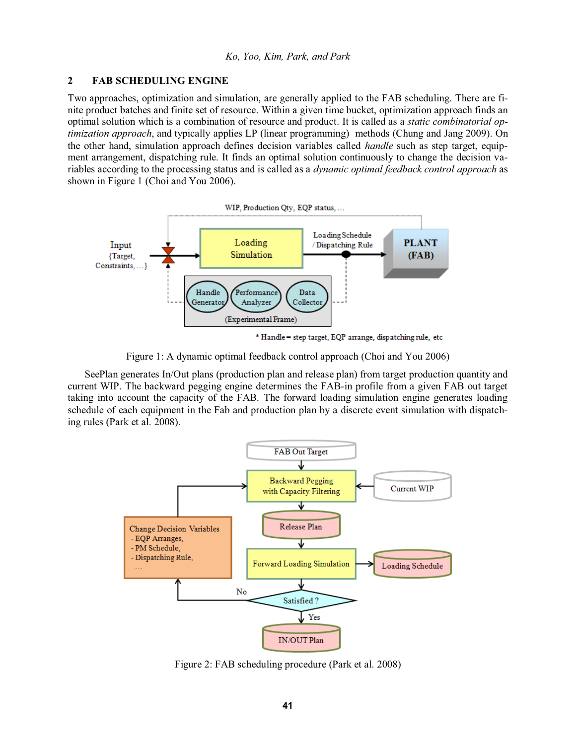## 2 FAB SCHEDULING ENGINE

Two approaches, optimization and simulation, are generally applied to the FAB scheduling. There are finite product batches and finite set of resource. Within a given time bucket, optimization approach finds an optimal solution which is a combination of resource and product. It is called as a *static combinatorial optimization approach*, and typically applies LP (linear programming) methods (Chung and Jang 2009). On the other hand, simulation approach defines decision variables called *handle* such as step target, equipment arrangement, dispatching rule. It finds an optimal solution continuously to change the decision variables according to the processing status and is called as a *dynamic optimal feedback control approach* as shown in Figure 1 (Choi and You 2006).

Figure 1: A dynamic optimal feedback control approach (Choi and You 2006)

SeePlan generates In/Out plans (production plan and release plan) from target production quantity and current WIP. The backward pegging engine determines the FAB-in profile from a given FAB out target taking into account the capacity of the FAB. The forward loading simulation engine generates loading schedule of each equipment in the Fab and production plan by a discrete event simulation with dispatching rules (Park et al. 2008).

Figure 2: FAB scheduling procedure (Park et al. 2008)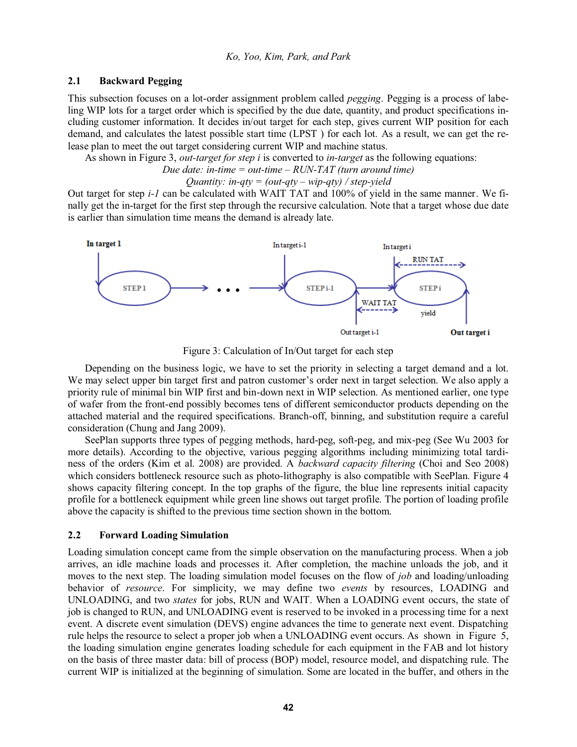### 2.1 Backward Pegging

This subsection focuses on a lot-order assignment problem called *pegging*. Pegging is a process of labeling WIP lots for a target order which is specified by the due date, quantity, and product specifications including customer information. It decides in/out target for each step, gives current WIP position for each demand, and calculates the latest possible start time (LPST ) for each lot. As a result, we can get the release plan to meet the out target considering current WIP and machine status.

As shown in Figure 3, *out-target for step i* is converted to *in-target* as the following equations:

*Due date: in-time = out-time – RUN-TAT (turn around time)*

*Quantity: in-qty = (out-qty – wip-qty) / step-yield*

Out target for step *i-1* can be calculated with WAIT TAT and 100% of yield in the same manner. We finally get the in-target for the first step through the recursive calculation. Note that a target whose due date is earlier than simulation time means the demand is already late.

Figure 3: Calculation of In/Out target for each step

Depending on the business logic, we have to set the priority in selecting a target demand and a lot. We may select upper bin target first and patron customer's order next in target selection. We also apply a priority rule of minimal bin WIP first and bin-down next in WIP selection. As mentioned earlier, one type of wafer from the front-end possibly becomes tens of different semiconductor products depending on the attached material and the required specifications. Branch-off, binning, and substitution require a careful consideration (Chung and Jang 2009).

SeePlan supports three types of pegging methods, hard-peg, soft-peg, and mix-peg (See Wu 2003 for more details). According to the objective, various pegging algorithms including minimizing total tardiness of the orders (Kim et al. 2008) are provided. A *backward capacity filtering* (Choi and Seo 2008) which considers bottleneck resource such as photo-lithography is also compatible with SeePlan. Figure 4 shows capacity filtering concept. In the top graphs of the figure, the blue line represents initial capacity profile for a bottleneck equipment while green line shows out target profile. The portion of loading profile above the capacity is shifted to the previous time section shown in the bottom.

### 2.2 Forward Loading Simulation

Loading simulation concept came from the simple observation on the manufacturing process. When a job arrives, an idle machine loads and processes it. After completion, the machine unloads the job, and it moves to the next step. The loading simulation model focuses on the flow of *job* and loading/unloading behavior of *resource*. For simplicity, we may define two *events* by resources, LOADING and UNLOADING, and two *states* for jobs, RUN and WAIT. When a LOADING event occurs, the state of job is changed to RUN, and UNLOADING event is reserved to be invoked in a processing time for a next event. A discrete event simulation (DEVS) engine advances the time to generate next event. Dispatching rule helps the resource to select a proper job when a UNLOADING event occurs. As shown in Figure 5, the loading simulation engine generates loading schedule for each equipment in the FAB and lot history on the basis of three master data: bill of process (BOP) model, resource model, and dispatching rule. The current WIP is initialized at the beginning of simulation. Some are located in the buffer, and others in the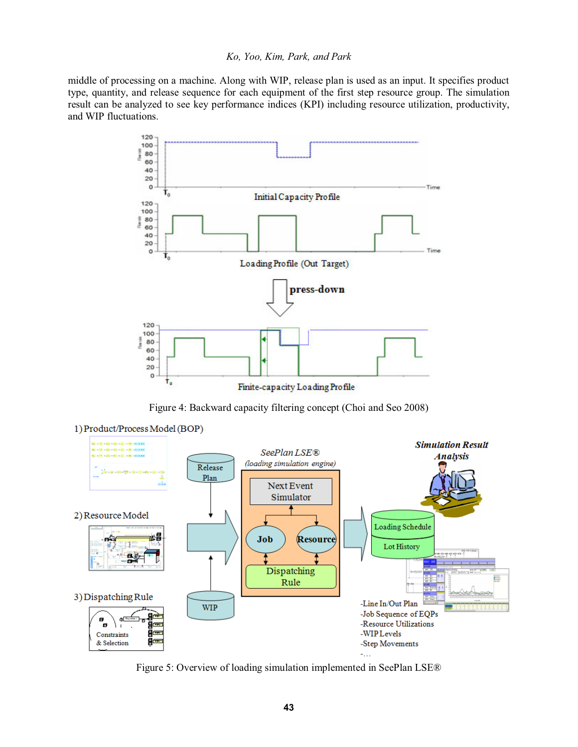middle of processing on a machine. Along with WIP, release plan is used as an input. It specifies product type, quantity, and release sequence for each equipment of the first step resource group. The simulation result can be analyzed to see key performance indices (KPI) including resource utilization, productivity, and WIP fluctuations.

Figure 4: Backward capacity filtering concept (Choi and Seo 2008)

Figure 5: Overview of loading simulation implemented in SeePlan LSE®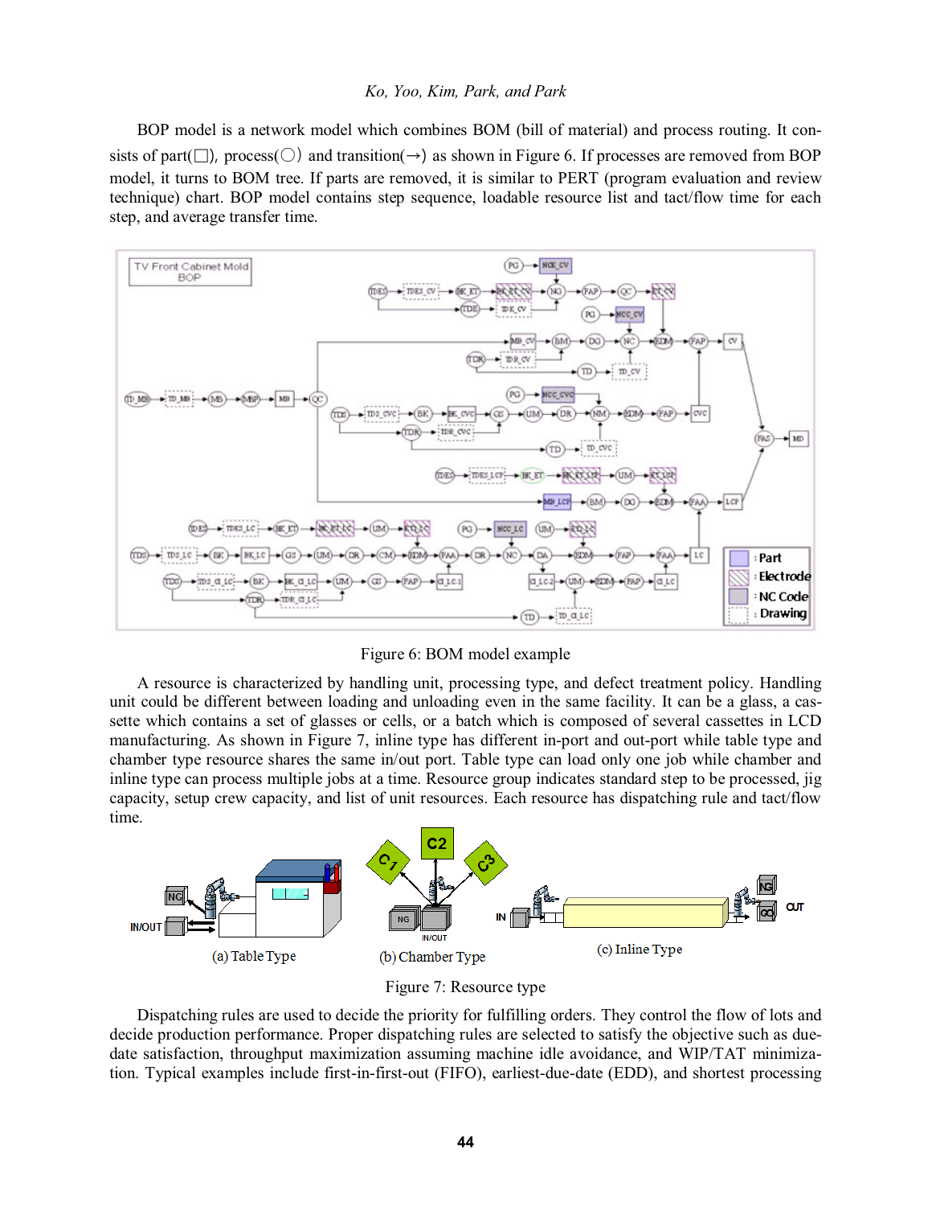BOP model is a network model which combines BOM (bill of material) and process routing. It consists of part(□), process(○) and transition(→) as shown in Figure 6. If processes are removed from BOP model, it turns to BOM tree. If parts are removed, it is similar to PERT (program evaluation and review technique) chart. BOP model contains step sequence, loadable resource list and tact/flow time for each step, and average transfer time.

Figure 6: BOM model example

A resource is characterized by handling unit, processing type, and defect treatment policy. Handling unit could be different between loading and unloading even in the same facility. It can be a glass, a cassette which contains a set of glasses or cells, or a batch which is composed of several cassettes in LCD manufacturing. As shown in Figure 7, inline type has different in-port and out-port while table type and chamber type resource shares the same in/out port. Table type can load only one job while chamber and inline type can process multiple jobs at a time. Resource group indicates standard step to be processed, jig capacity, setup crew capacity, and list of unit resources. Each resource has dispatching rule and tact/flow time.

(a) Table Type (b) Chamber Type (c) Inline Type

Figure 7: Resource type

Dispatching rules are used to decide the priority for fulfilling orders. They control the flow of lots and decide production performance. Proper dispatching rules are selected to satisfy the objective such as due-date satisfaction, throughput maximization assuming machine idle avoidance, and WIP/TAT minimization. Typical examples include first-in-first-out (FIFO), earliest-due-date (EDD), and shortest processing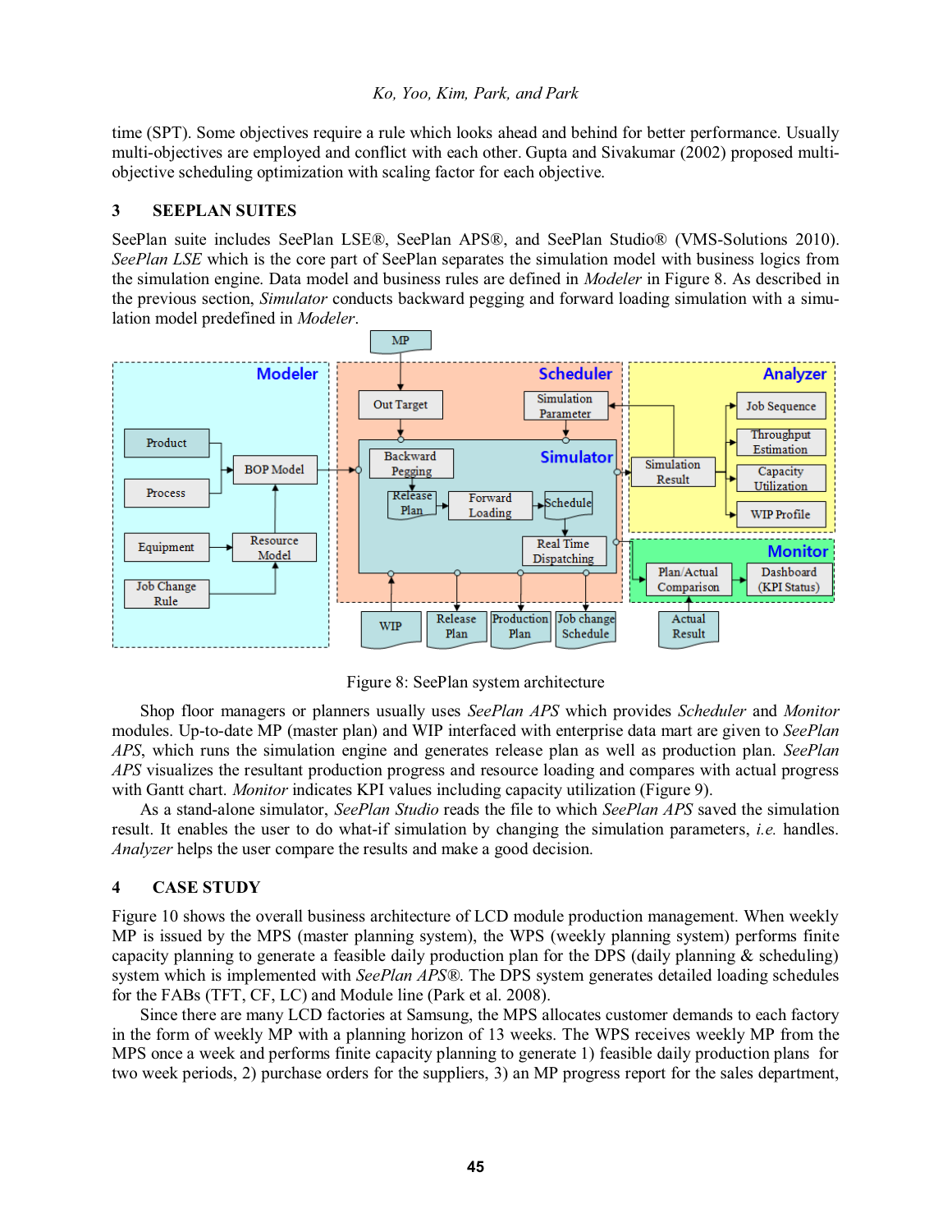time (SPT). Some objectives require a rule which looks ahead and behind for better performance. Usually multi-objectives are employed and conflict with each other. Gupta and Sivakumar (2002) proposed multi-objective scheduling optimization with scaling factor for each objective.

## 3 SEEPLAN SUITES

SeePlan suite includes SeePlan LSE®, SeePlan APS®, and SeePlan Studio® (VMS-Solutions 2010). *SeePlan LSE* which is the core part of SeePlan separates the simulation model with business logics from the simulation engine. Data model and business rules are defined in *Modeler* in Figure 8. As described in the previous section, *Simulator* conducts backward pegging and forward loading simulation with a simulation model predefined in *Modeler*.

Figure 8: SeePlan system architecture

Shop floor managers or planners usually uses *SeePlan APS* which provides *Scheduler* and *Monitor* modules. Up-to-date MP (master plan) and WIP interfaced with enterprise data mart are given to *SeePlan APS*, which runs the simulation engine and generates release plan as well as production plan. *SeePlan APS* visualizes the resultant production progress and resource loading and compares with actual progress with Gantt chart. *Monitor* indicates KPI values including capacity utilization (Figure 9).

As a stand-alone simulator, *SeePlan Studio* reads the file to which *SeePlan APS* saved the simulation result. It enables the user to do what-if simulation by changing the simulation parameters, *i.e.* handles. *Analyzer* helps the user compare the results and make a good decision.

## 4 CASE STUDY

Figure 10 shows the overall business architecture of LCD module production management. When weekly MP is issued by the MPS (master planning system), the WPS (weekly planning system) performs finite capacity planning to generate a feasible daily production plan for the DPS (daily planning & scheduling) system which is implemented with *SeePlan APS®*. The DPS system generates detailed loading schedules for the FABs (TFT, CF, LC) and Module line (Park et al. 2008).

Since there are many LCD factories at Samsung, the MPS allocates customer demands to each factory in the form of weekly MP with a planning horizon of 13 weeks. The WPS receives weekly MP from the MPS once a week and performs finite capacity planning to generate 1) feasible daily production plans for two week periods, 2) purchase orders for the suppliers, 3) an MP progress report for the sales department,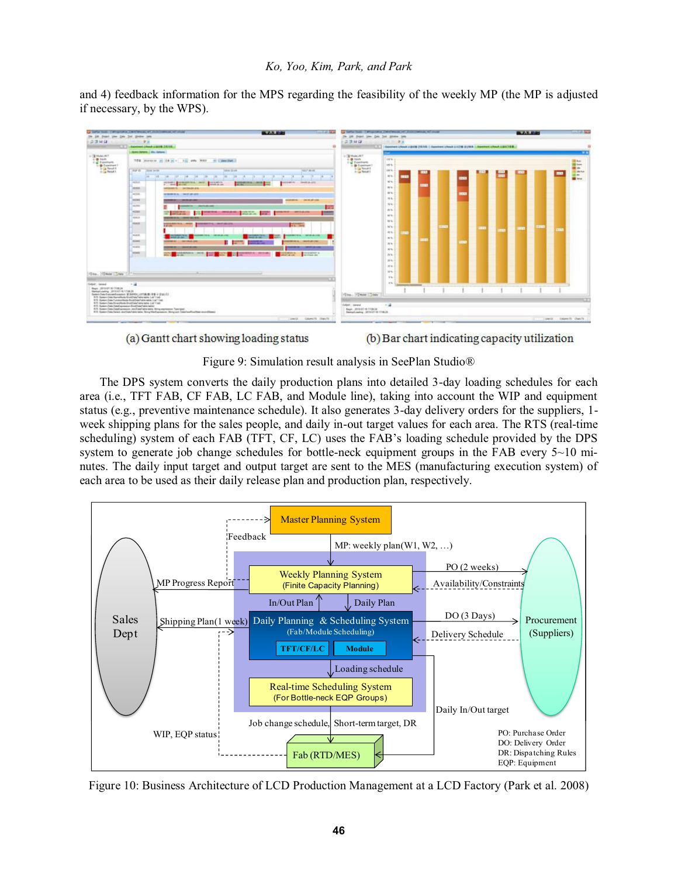and 4) feedback information for the MPS regarding the feasibility of the weekly MP (the MP is adjusted if necessary, by the WPS).

(a) Gantt chart showing loading status

(b) Bar chart indicating capacity utilization

Figure 9: Simulation result analysis in SeePlan Studio®

The DPS system converts the daily production plans into detailed 3-day loading schedules for each area (i.e., TFT FAB, CF FAB, LC FAB, and Module line), taking into account the WIP and equipment status (e.g., preventive maintenance schedule). It also generates 3-day delivery orders for the suppliers, 1-week shipping plans for the sales people, and daily in-out target values for each area. The RTS (real-time scheduling) system of each FAB (TFT, CF, LC) uses the FAB's loading schedule provided by the DPS system to generate job change schedules for bottle-neck equipment groups in the FAB every 5~10 minutes. The daily input target and output target are sent to the MES (manufacturing execution system) of each area to be used as their daily release plan and production plan, respectively.

Figure 10: Business Architecture of LCD Production Management at a LCD Factory (Park et al. 2008)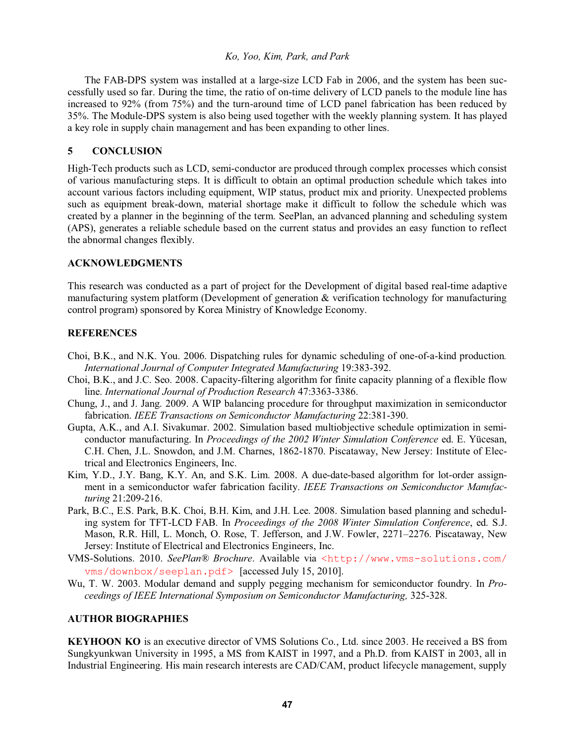The FAB-DPS system was installed at a large-size LCD Fab in 2006, and the system has been successfully used so far. During the time, the ratio of on-time delivery of LCD panels to the module line has increased to 92% (from 75%) and the turn-around time of LCD panel fabrication has been reduced by 35%. The Module-DPS system is also being used together with the weekly planning system. It has played a key role in supply chain management and has been expanding to other lines.

## 5 CONCLUSION

High-Tech products such as LCD, semi-conductor are produced through complex processes which consist of various manufacturing steps. It is difficult to obtain an optimal production schedule which takes into account various factors including equipment, WIP status, product mix and priority. Unexpected problems such as equipment break-down, material shortage make it difficult to follow the schedule which was created by a planner in the beginning of the term. SeePlan, an advanced planning and scheduling system (APS), generates a reliable schedule based on the current status and provides an easy function to reflect the abnormal changes flexibly.

## ACKNOWLEDGMENTS

This research was conducted as a part of project for the Development of digital based real-time adaptive manufacturing system platform (Development of generation & verification technology for manufacturing control program) sponsored by Korea Ministry of Knowledge Economy.

## REFERENCES

Choi, B.K., and N.K. You. 2006. Dispatching rules for dynamic scheduling of one-of-a-kind production. *International Journal of Computer Integrated Manufacturing* 19:383-392.

Choi, B.K., and J.C. Seo. 2008. Capacity-filtering algorithm for finite capacity planning of a flexible flow line. *International Journal of Production Research* 47:3363-3386.

Chung, J., and J. Jang. 2009. A WIP balancing procedure for throughput maximization in semiconductor fabrication. *IEEE Transactions on Semiconductor Manufacturing* 22:381-390.

Gupta, A.K., and A.I. Sivakumar. 2002. Simulation based multiobjective schedule optimization in semiconductor manufacturing. In *Proceedings of the 2002 Winter Simulation Conference* ed. E. Yücesan, C.H. Chen, J.L. Snowdon, and J.M. Charnes, 1862-1870. Piscataway, New Jersey: Institute of Electrical and Electronics Engineers, Inc.

Kim, Y.D., J.Y. Bang, K.Y. An, and S.K. Lim. 2008. A due-date-based algorithm for lot-order assignment in a semiconductor wafer fabrication facility. *IEEE Transactions on Semiconductor Manufacturing* 21:209-216.

Park, B.C., E.S. Park, B.K. Choi, B.H. Kim, and J.H. Lee. 2008. Simulation based planning and scheduling system for TFT-LCD FAB. In *Proceedings of the 2008 Winter Simulation Conference*, ed. S.J. Mason, R.R. Hill, L. Monch, O. Rose, T. Jefferson, and J.W. Fowler, 2271–2276. Piscataway, New Jersey: Institute of Electrical and Electronics Engineers, Inc.

VMS-Solutions. 2010. *SeePlan® Brochure*. Available via <http://www.vms-solutions.com/vms/downbox/seeplan.pdf> [accessed July 15, 2010].

Wu, T. W. 2003. Modular demand and supply pegging mechanism for semiconductor foundry. In *Proceedings of IEEE International Symposium on Semiconductor Manufacturing,* 325-328.

## AUTHOR BIOGRAPHIES

**KEYHOON KO** is an executive director of VMS Solutions Co., Ltd. since 2003. He received a BS from Sungkyunkwan University in 1995, a MS from KAIST in 1997, and a Ph.D. from KAIST in 2003, all in Industrial Engineering. His main research interests are CAD/CAM, product lifecycle management, supply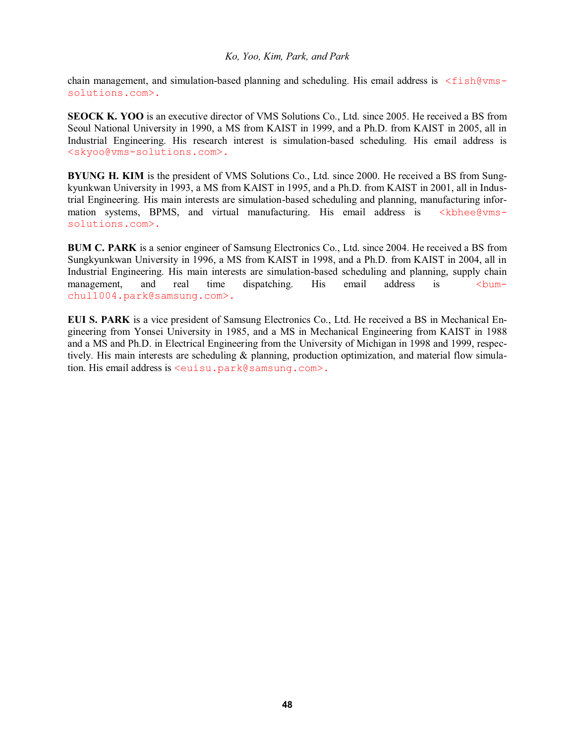chain management, and simulation-based planning and scheduling. His email address is <fish@vms-solutions.com>.

**SEOCK K. YOO** is an executive director of VMS Solutions Co., Ltd. since 2005. He received a BS from Seoul National University in 1990, a MS from KAIST in 1999, and a Ph.D. from KAIST in 2005, all in Industrial Engineering. His research interest is simulation-based scheduling. His email address is <skyoo@vms-solutions.com>.

**BYUNG H. KIM** is the president of VMS Solutions Co., Ltd. since 2000. He received a BS from Sungkyunkwan University in 1993, a MS from KAIST in 1995, and a Ph.D. from KAIST in 2001, all in Industrial Engineering. His main interests are simulation-based scheduling and planning, manufacturing information systems, BPMS, and virtual manufacturing. His email address is <kbhee@vms-solutions.com>.

**BUM C. PARK** is a senior engineer of Samsung Electronics Co., Ltd. since 2004. He received a BS from Sungkyunkwan University in 1996, a MS from KAIST in 1998, and a Ph.D. from KAIST in 2004, all in Industrial Engineering. His main interests are simulation-based scheduling and planning, supply chain management, and real time dispatching. His email address is <bumchul1004.park@samsung.com>.

**EUI S. PARK** is a vice president of Samsung Electronics Co., Ltd. He received a BS in Mechanical Engineering from Yonsei University in 1985, and a MS in Mechanical Engineering from KAIST in 1988 and a MS and Ph.D. in Electrical Engineering from the University of Michigan in 1998 and 1999, respectively. His main interests are scheduling & planning, production optimization, and material flow simulation. His email address is <euisu.park@samsung.com>.